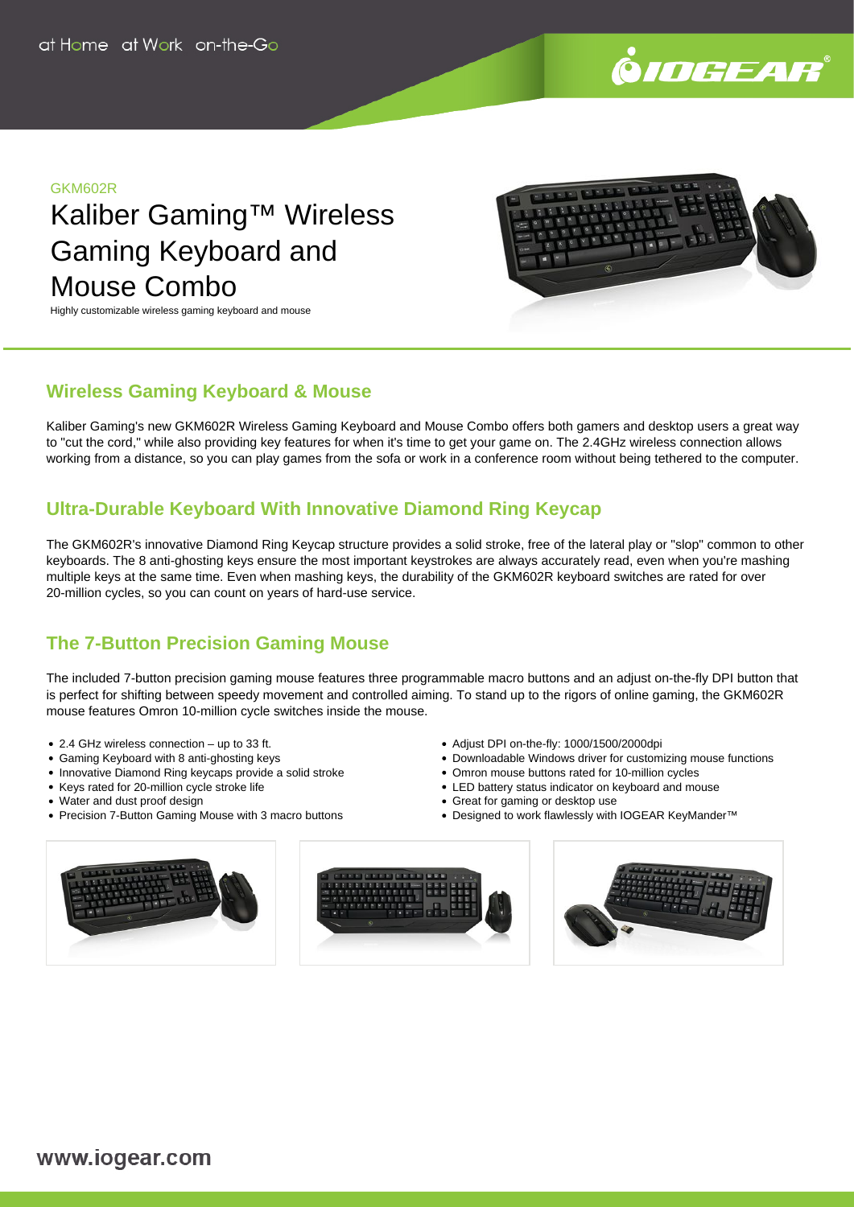at Home at Work on-the-Go

GKM602R

# Kaliber Gaming™ Wireless Gaming Keyboard and Mouse Combo

Highly customizable wireless gaming keyboard and mouse

## Wireless Gaming Keyboard & Mouse

Kaliber Gaming's new GKM602R Wireless Gaming Keyboard and Mouse Combo offers both gamers and desktop users a great way to "cut the cord," while also providing key features for when it's time to get your game on. The 2.4GHz wireless connection allows working from a distance, so you can play games from the sofa or work in a conference room without being tethered to the computer.

## Ultra-Durable Keyboard With Innovative Diamond Ring Keycap

The GKM602R's innovative Diamond Ring Keycap structure provides a solid stroke, free of the lateral play or "slop" common to other keyboards. The 8 anti-ghosting keys ensure the most important keystrokes are always accurately read, even when you're mashing multiple keys at the same time. Even when mashing keys, the durability of the GKM602R keyboard switches are rated for over 20-million cycles, so you can count on years of hard-use service.

## The 7-Button Precision Gaming Mouse

The included 7-button precision gaming mouse features three programmable macro buttons and an adjust on-the-fly DPI button that is perfect for shifting between speedy movement and controlled aiming. To stand up to the rigors of online gaming, the GKM602R mouse features Omron 10-million cycle switches inside the mouse.

- 2.4 GHz wireless connection – up to 33 ft.
- Gaming Keyboard with 8 anti-ghosting keys
- Innovative Diamond Ring keycaps provide a solid stroke
- Keys rated for 20-million cycle stroke life
- Water and dust proof design
- Precision 7-Button Gaming Mouse with 3 macro buttons
- Adjust DPI on-the-fly: 1000/1500/2000dpi
- Downloadable Windows driver for customizing mouse functions
- Omron mouse buttons rated for 10-million cycles
- LED battery status indicator on keyboard and mouse
- Great for gaming or desktop use
- Designed to work flawlessly with IOGEAR KeyMander™

www.iogear.com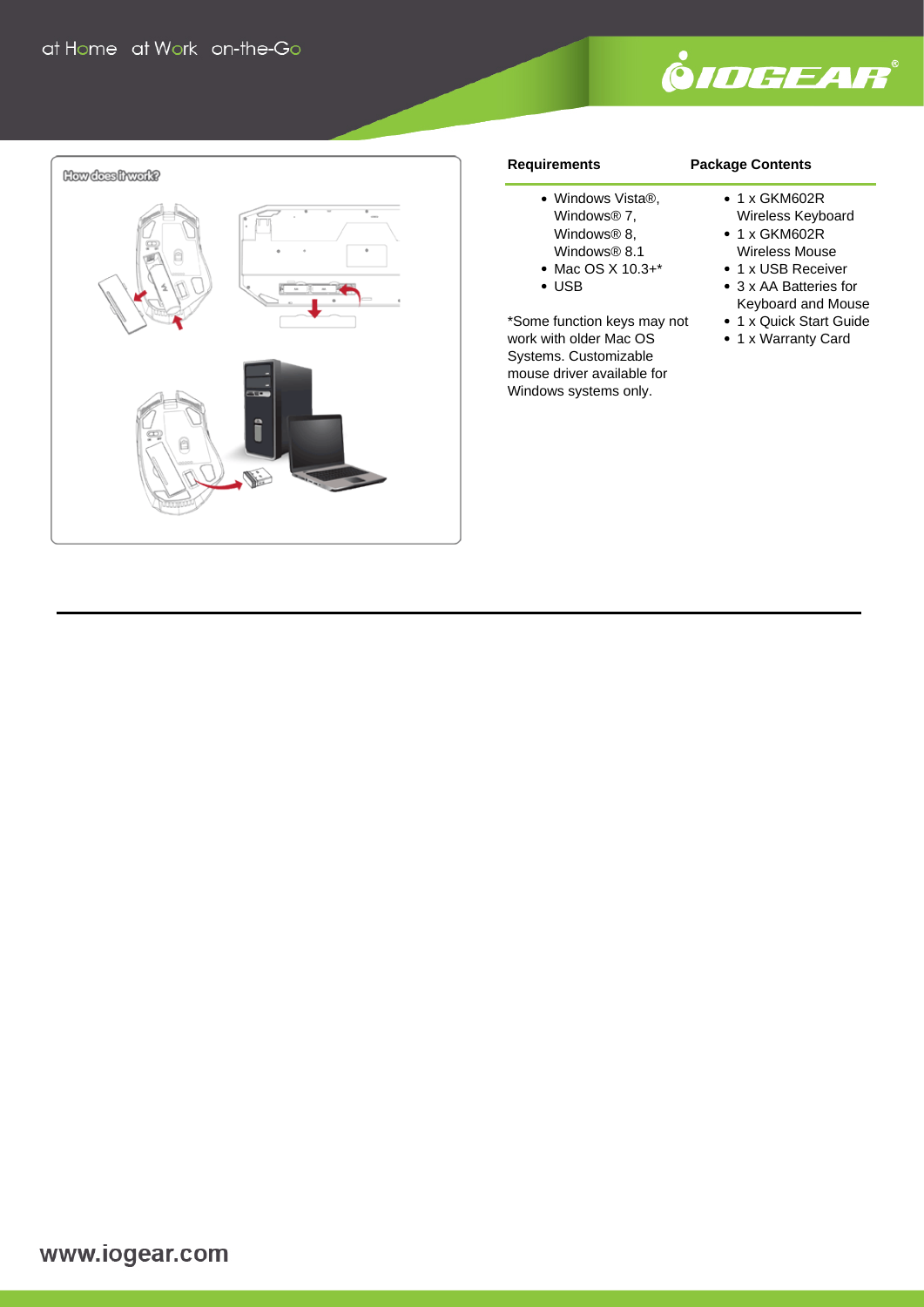## Requirements

- Windows Vista®, Windows® 7, Windows® 8, Windows® 8.1
- Mac OS X 10.3+*
- USB

*Some function keys may not work with older Mac OS Systems. Customizable mouse driver available for Windows systems only.

## Package Contents

- 1 x GKM602R Wireless Keyboard
- 1 x GKM602R Wireless Mouse
- 1 x USB Receiver
- 3 x AA Batteries for Keyboard and Mouse
- 1 x Quick Start Guide
- 1 x Warranty Card